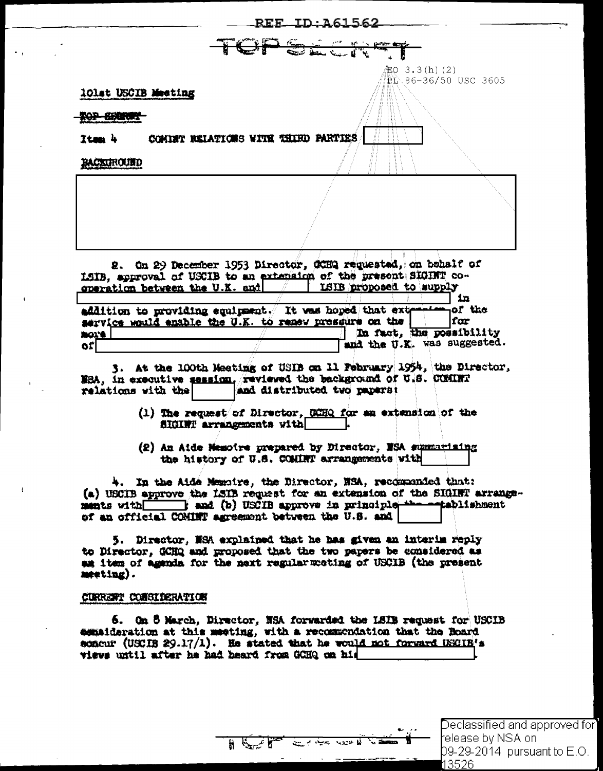REF ID:A61562

TOP SECRET

EO 3.3(h)(2)
PL 86-36/50 USC 3605

101st USCIB Meeting

TOP SECRET

Item 4 COMINT RELATIONS WITH THIRD PARTIES [redacted]

BACKGROUND

[redacted]

2. On 29 December 1953 Director, GCHQ requested, on behalf of LSIB, approval of USCIB to an extension of the present SIGINT co-operation between the U.K. and [redacted] LSIB proposed to supply [redacted] in addition to providing equipment. It was hoped that extension of the service would enable the U.K. to renew pressure on the [redacted] for more [redacted] In fact, the possibility of [redacted] and the U.K. was suggested.

3. At the 100th Meeting of USIB on 11 February 1954, the Director, NSA, in executive session, reviewed the background of U.S. COMINT relations with the [redacted] and distributed two papers:

(1) The request of Director, GCHQ for an extension of the SIGINT arrangements with [redacted].

(2) An Aide Memoire prepared by Director, NSA summarizing the history of U.S. COMINT arrangements with [redacted]

4. In the Aide Memoire, the Director, NSA, recommended that: (a) USCIB approve the LSIB request for an extension of the SIGINT arrangements with [redacted]; and (b) USCIB approve in principle the establishment of an official COMINT agreement between the U.S. and [redacted]

5. Director, NSA explained that he has given an interim reply to Director, GCHQ and proposed that the two papers be considered as an item of agenda for the next regular meeting of USCIB (the present meeting).

CURRENT CONSIDERATION

6. On 8 March, Director, NSA forwarded the LSIB request for USCIB consideration at this meeting, with a recommendation that the Board concur (USCIB 29.17/1). He stated that he would not forward USCIB's views until after he had heard from GCHQ on his [redacted].

Declassified and approved for release by NSA on 09-29-2014 pursuant to E.O. 13526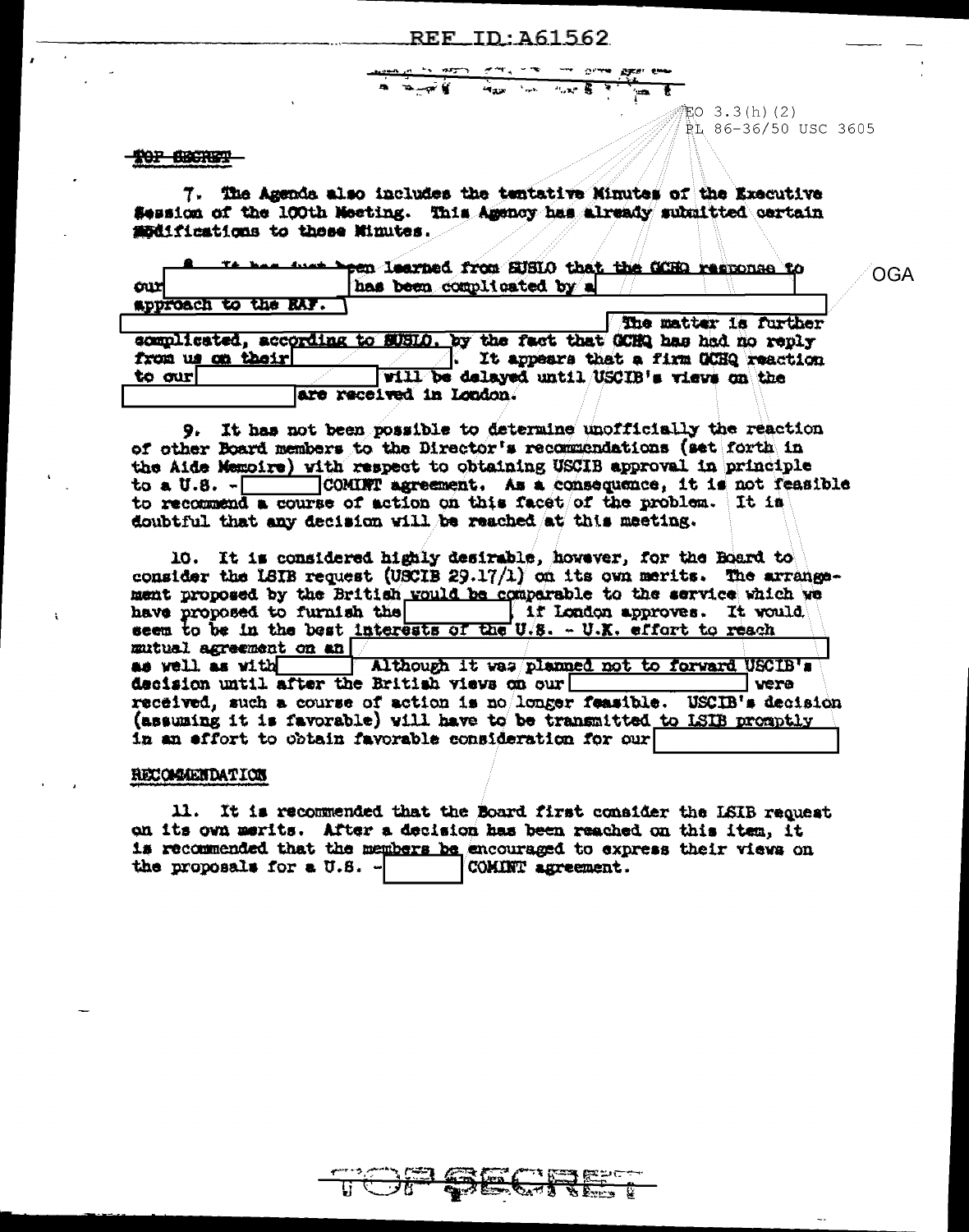TOP SECRET

7. The Agenda also includes the tentative Minutes of the Executive Session of the 100th Meeting. This Agency has already submitted certain modifications to these Minutes.

8. It has just been learned from SUSLO that the GCHQ response to our [ ] has been complicated by a [ ] approach to the RAF. [ ] The matter is further complicated, according to SUSLO, by the fact that GCHQ has had no reply from us on their [ ]. It appears that a firm GCHQ reaction to our [ ] will be delayed until USCIB's views on the [ ] are received in London.

9. It has not been possible to determine unofficially the reaction of other Board members to the Director's recommendations (set forth in the Aide Memoire) with respect to obtaining USCIB approval in principle to a U.S. - [ ] COMINT agreement. As a consequence, it is not feasible to recommend a course of action on this facet of the problem. It is doubtful that any decision will be reached at this meeting.

10. It is considered highly desirable, however, for the Board to consider the LSIB request (USCIB 29.17/1) on its own merits. The arrangement proposed by the British would be comparable to the service which we have proposed to furnish the [ ], if London approves. It would seem to be in the best interests of the U.S. - U.K. effort to reach mutual agreement on an [ ] as well as with [ ]. Although it was planned not to forward USCIB's decision until after the British views on our [ ] were received, such a course of action is no longer feasible. USCIB's decision (assuming it is favorable) will have to be transmitted to LSIB promptly in an effort to obtain favorable consideration for our [ ]

RECOMMENDATION

11. It is recommended that the Board first consider the LSIB request on its own merits. After a decision has been reached on this item, it is recommended that the members be encouraged to express their views on the proposals for a U.S. - [ ] COMINT agreement.

TOP SECRET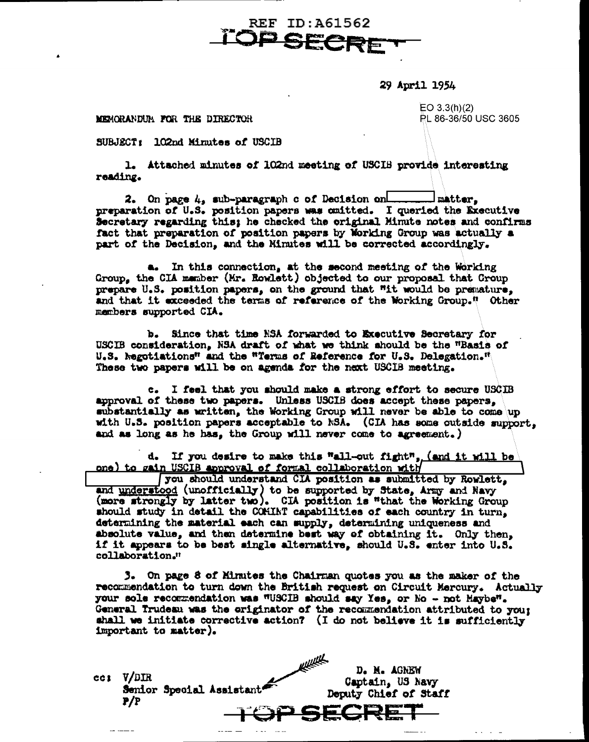REF ID:A61562

**TOP SECRET**

29 April 1954

EO 3.3(h)(2)
PL 86-36/50 USC 3605

MEMORANDUM FOR THE DIRECTOR

SUBJECT: 102nd Minutes of USCIB

1. Attached minutes of 102nd meeting of USCIB provide interesting reading.

2. On page 4, sub-paragraph c of Decision on [redacted] matter, preparation of U.S. position papers was omitted. I queried the Executive Secretary regarding this; he checked the original Minute notes and confirms fact that preparation of position papers by Working Group was actually a part of the Decision, and the Minutes will be corrected accordingly.

a. In this connection, at the second meeting of the Working Group, the CIA member (Mr. Rowlett) objected to our proposal that Group prepare U.S. position papers, on the ground that "it would be premature, and that it exceeded the terms of reference of the Working Group." Other members supported CIA.

b. Since that time NSA forwarded to Executive Secretary for USCIB consideration, NSA draft of what we think should be the "Basis of U.S. Negotiations" and the "Terms of Reference for U.S. Delegation." These two papers will be on agenda for the next USCIB meeting.

c. I feel that you should make a strong effort to secure USCIB approval of these two papers. Unless USCIB does accept these papers, substantially as written, the Working Group will never be able to come up with U.S. position papers acceptable to NSA. (CIA has some outside support, and as long as he has, the Group will never come to agreement.)

d. If you desire to make this "all-out fight", (and it will be one) to gain USCIB approval of formal collaboration with [redacted] you should understand CIA position as submitted by Rowlett, and understood (unofficially) to be supported by State, Army and Navy (more strongly by latter two). CIA position is "that the Working Group should study in detail the COMINT capabilities of each country in turn, determining the material each can supply, determining uniqueness and absolute value, and then determine best way of obtaining it. Only then, if it appears to be best single alternative, should U.S. enter into U.S. collaboration."

3. On page 8 of Minutes the Chairman quotes you as the maker of the recommendation to turn down the British request on Circuit Mercury. Actually your sole recommendation was "USCIB should say Yes, or No - not Maybe". General Trudeau was the originator of the recommendation attributed to you; shall we initiate corrective action? (I do not believe it is sufficiently important to matter).

D. M. AGNEW
Captain, US Navy
Deputy Chief of Staff

cc: V/DIR
Senior Special Assistant
P/P

**TOP SECRET**